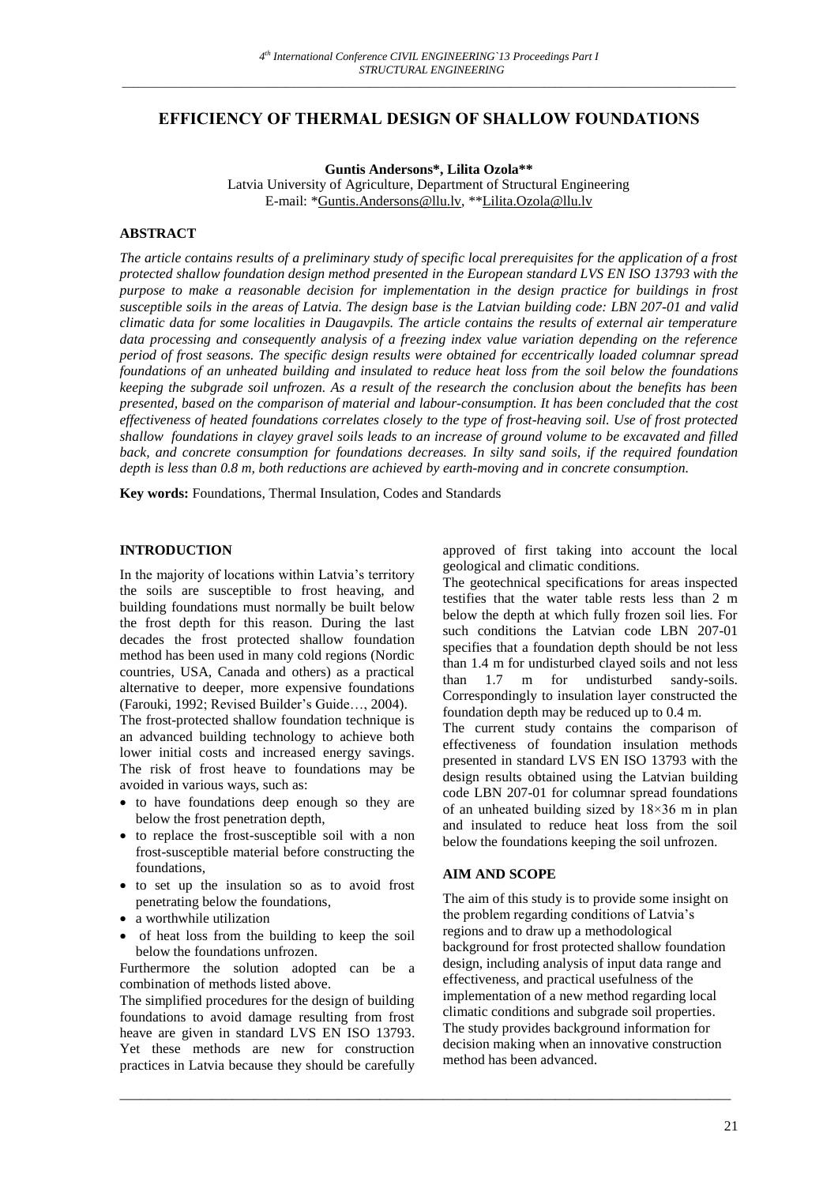# EFFICIENCY OF THERMAL DESIGN OF SHALLOW FOUNDATIONS

**Guntis Andersons\*, Lilita Ozola\*\***
Latvia University of Agriculture, Department of Structural Engineering
E-mail: \*Guntis.Andersons@llu.lv, \*\*Lilita.Ozola@llu.lv

## ABSTRACT

*The article contains results of a preliminary study of specific local prerequisites for the application of a frost protected shallow foundation design method presented in the European standard LVS EN ISO 13793 with the purpose to make a reasonable decision for implementation in the design practice for buildings in frost susceptible soils in the areas of Latvia. The design base is the Latvian building code: LBN 207-01 and valid climatic data for some localities in Daugavpils. The article contains the results of external air temperature data processing and consequently analysis of a freezing index value variation depending on the reference period of frost seasons. The specific design results were obtained for eccentrically loaded columnar spread foundations of an unheated building and insulated to reduce heat loss from the soil below the foundations keeping the subgrade soil unfrozen. As a result of the research the conclusion about the benefits has been presented, based on the comparison of material and labour-consumption. It has been concluded that the cost effectiveness of heated foundations correlates closely to the type of frost-heaving soil. Use of frost protected shallow foundations in clayey gravel soils leads to an increase of ground volume to be excavated and filled back, and concrete consumption for foundations decreases. In silty sand soils, if the required foundation depth is less than 0.8 m, both reductions are achieved by earth-moving and in concrete consumption.*

**Key words:** Foundations, Thermal Insulation, Codes and Standards

## INTRODUCTION

In the majority of locations within Latvia's territory the soils are susceptible to frost heaving, and building foundations must normally be built below the frost depth for this reason. During the last decades the frost protected shallow foundation method has been used in many cold regions (Nordic countries, USA, Canada and others) as a practical alternative to deeper, more expensive foundations (Farouki, 1992; Revised Builder's Guide…, 2004).

The frost-protected shallow foundation technique is an advanced building technology to achieve both lower initial costs and increased energy savings. The risk of frost heave to foundations may be avoided in various ways, such as:

- to have foundations deep enough so they are below the frost penetration depth,
- to replace the frost-susceptible soil with a non frost-susceptible material before constructing the foundations,
- to set up the insulation so as to avoid frost penetrating below the foundations,
- a worthwhile utilization
- of heat loss from the building to keep the soil below the foundations unfrozen.

Furthermore the solution adopted can be a combination of methods listed above.

The simplified procedures for the design of building foundations to avoid damage resulting from frost heave are given in standard LVS EN ISO 13793. Yet these methods are new for construction practices in Latvia because they should be carefully approved of first taking into account the local geological and climatic conditions.

The geotechnical specifications for areas inspected testifies that the water table rests less than 2 m below the depth at which fully frozen soil lies. For such conditions the Latvian code LBN 207-01 specifies that a foundation depth should be not less than 1.4 m for undisturbed clayed soils and not less than 1.7 m for undisturbed sandy-soils. Correspondingly to insulation layer constructed the foundation depth may be reduced up to 0.4 m.

The current study contains the comparison of effectiveness of foundation insulation methods presented in standard LVS EN ISO 13793 with the design results obtained using the Latvian building code LBN 207-01 for columnar spread foundations of an unheated building sized by 18×36 m in plan and insulated to reduce heat loss from the soil below the foundations keeping the soil unfrozen.

## AIM AND SCOPE

The aim of this study is to provide some insight on the problem regarding conditions of Latvia's regions and to draw up a methodological background for frost protected shallow foundation design, including analysis of input data range and effectiveness, and practical usefulness of the implementation of a new method regarding local climatic conditions and subgrade soil properties. The study provides background information for decision making when an innovative construction method has been advanced.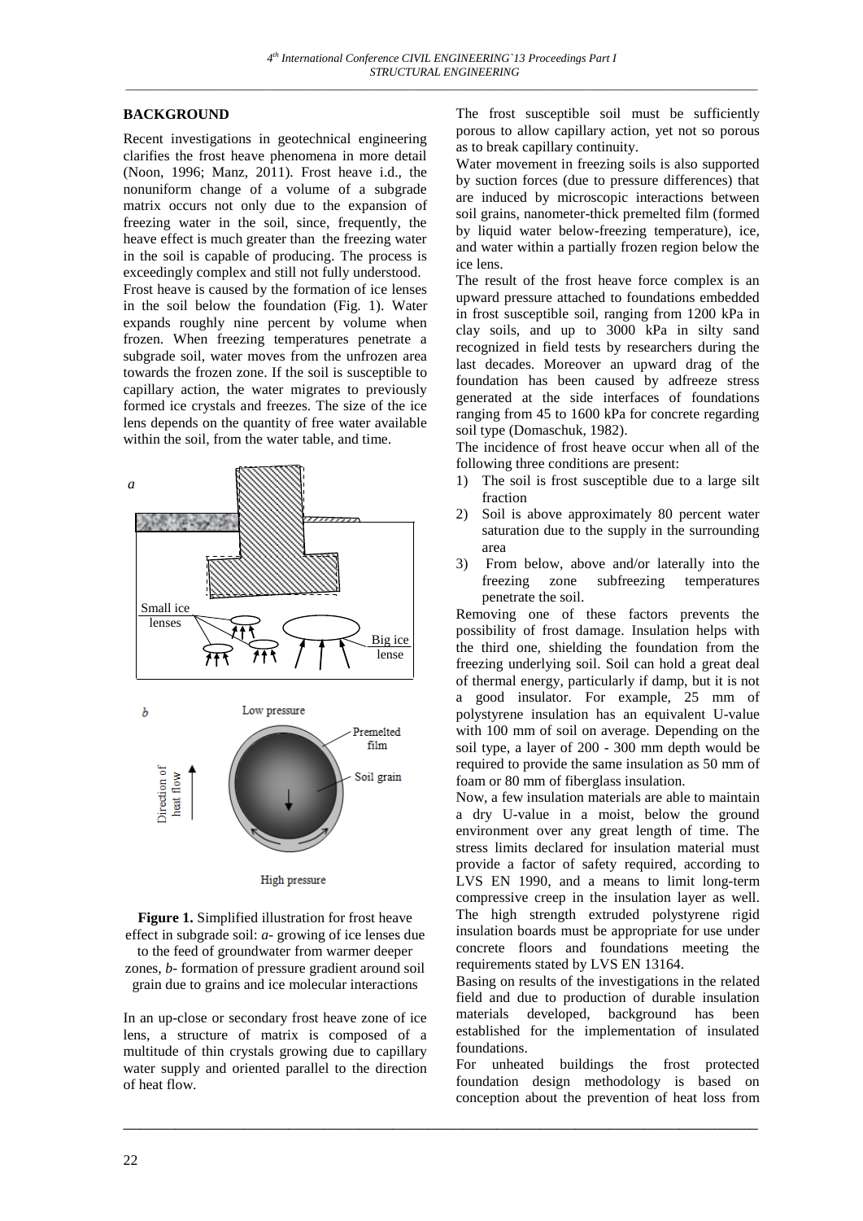## BACKGROUND

Recent investigations in geotechnical engineering clarifies the frost heave phenomena in more detail (Noon, 1996; Manz, 2011). Frost heave i.d., the nonuniform change of a volume of a subgrade matrix occurs not only due to the expansion of freezing water in the soil, since, frequently, the heave effect is much greater than the freezing water in the soil is capable of producing. The process is exceedingly complex and still not fully understood.

Frost heave is caused by the formation of ice lenses in the soil below the foundation (Fig. 1). Water expands roughly nine percent by volume when frozen. When freezing temperatures penetrate a subgrade soil, water moves from the unfrozen area towards the frozen zone. If the soil is susceptible to capillary action, the water migrates to previously formed ice crystals and freezes. The size of the ice lens depends on the quantity of free water available within the soil, from the water table, and time.

**Figure 1.** Simplified illustration for frost heave effect in subgrade soil: *a*- growing of ice lenses due to the feed of groundwater from warmer deeper zones, *b*- formation of pressure gradient around soil grain due to grains and ice molecular interactions

In an up-close or secondary frost heave zone of ice lens, a structure of matrix is composed of a multitude of thin crystals growing due to capillary water supply and oriented parallel to the direction of heat flow.

The frost susceptible soil must be sufficiently porous to allow capillary action, yet not so porous as to break capillary continuity.

Water movement in freezing soils is also supported by suction forces (due to pressure differences) that are induced by microscopic interactions between soil grains, nanometer-thick premelted film (formed by liquid water below-freezing temperature), ice, and water within a partially frozen region below the ice lens.

The result of the frost heave force complex is an upward pressure attached to foundations embedded in frost susceptible soil, ranging from 1200 kPa in clay soils, and up to 3000 kPa in silty sand recognized in field tests by researchers during the last decades. Moreover an upward drag of the foundation has been caused by adfreeze stress generated at the side interfaces of foundations ranging from 45 to 1600 kPa for concrete regarding soil type (Domaschuk, 1982).

The incidence of frost heave occur when all of the following three conditions are present:

1) The soil is frost susceptible due to a large silt fraction
2) Soil is above approximately 80 percent water saturation due to the supply in the surrounding area
3) From below, above and/or laterally into the freezing zone subfreezing temperatures penetrate the soil.

Removing one of these factors prevents the possibility of frost damage. Insulation helps with the third one, shielding the foundation from the freezing underlying soil. Soil can hold a great deal of thermal energy, particularly if damp, but it is not a good insulator. For example, 25 mm of polystyrene insulation has an equivalent U-value with 100 mm of soil on average. Depending on the soil type, a layer of 200 - 300 mm depth would be required to provide the same insulation as 50 mm of foam or 80 mm of fiberglass insulation.

Now, a few insulation materials are able to maintain a dry U-value in a moist, below the ground environment over any great length of time. The stress limits declared for insulation material must provide a factor of safety required, according to LVS EN 1990, and a means to limit long-term compressive creep in the insulation layer as well. The high strength extruded polystyrene rigid insulation boards must be appropriate for use under concrete floors and foundations meeting the requirements stated by LVS EN 13164.

Basing on results of the investigations in the related field and due to production of durable insulation materials developed, background has been established for the implementation of insulated foundations.

For unheated buildings the frost protected foundation design methodology is based on conception about the prevention of heat loss from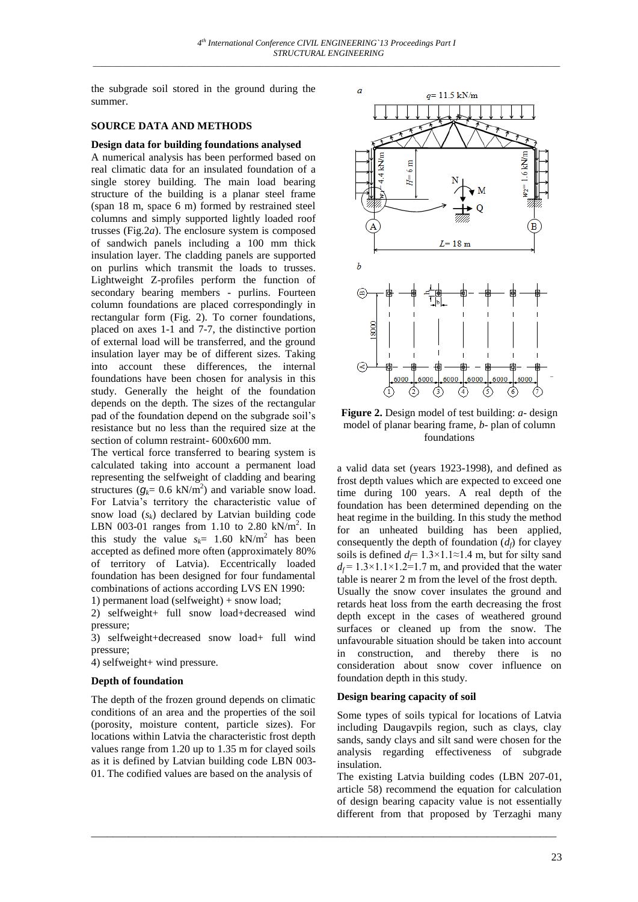the subgrade soil stored in the ground during the summer.

## SOURCE DATA AND METHODS

### Design data for building foundations analysed

A numerical analysis has been performed based on real climatic data for an insulated foundation of a single storey building. The main load bearing structure of the building is a planar steel frame (span 18 m, space 6 m) formed by restrained steel columns and simply supported lightly loaded roof trusses (Fig.2*a*). The enclosure system is composed of sandwich panels including a 100 mm thick insulation layer. The cladding panels are supported on purlins which transmit the loads to trusses. Lightweight Z-profiles perform the function of secondary bearing members - purlins. Fourteen column foundations are placed correspondingly in rectangular form (Fig. 2). To corner foundations, placed on axes 1-1 and 7-7, the distinctive portion of external load will be transferred, and the ground insulation layer may be of different sizes. Taking into account these differences, the internal foundations have been chosen for analysis in this study. Generally the height of the foundation depends on the depth. The sizes of the rectangular pad of the foundation depend on the subgrade soil's resistance but no less than the required size at the section of column restraint- 600x600 mm.

The vertical force transferred to bearing system is calculated taking into account a permanent load representing the selfweight of cladding and bearing structures ($g_k$= 0.6 kN/m$^2$) and variable snow load. For Latvia's territory the characteristic value of snow load ($s_k$) declared by Latvian building code LBN 003-01 ranges from 1.10 to 2.80 kN/m$^2$. In this study the value $s_k$= 1.60 kN/m$^2$ has been accepted as defined more often (approximately 80% of territory of Latvia). Eccentrically loaded foundation has been designed for four fundamental combinations of actions according LVS EN 1990:

1) permanent load (selfweight) + snow load;
2) selfweight+ full snow load+decreased wind pressure;
3) selfweight+decreased snow load+ full wind pressure;
4) selfweight+ wind pressure.

### Depth of foundation

The depth of the frozen ground depends on climatic conditions of an area and the properties of the soil (porosity, moisture content, particle sizes). For locations within Latvia the characteristic frost depth values range from 1.20 up to 1.35 m for clayed soils as it is defined by Latvian building code LBN 003-01. The codified values are based on the analysis of a valid data set (years 1923-1998), and defined as frost depth values which are expected to exceed one time during 100 years. A real depth of the foundation has been determined depending on the heat regime in the building. In this study the method for an unheated building has been applied, consequently the depth of foundation ($d_f$) for clayey soils is defined $d_f$= 1.3×1.1≈1.4 m, but for silty sand $d_f$= 1.3×1.1×1.2=1.7 m, and provided that the water table is nearer 2 m from the level of the frost depth. Usually the snow cover insulates the ground and retards heat loss from the earth decreasing the frost depth except in the cases of weathered ground surfaces or cleaned up from the snow. The unfavourable situation should be taken into account in construction, and thereby there is no consideration about snow cover influence on foundation depth in this study.

**Figure 2.** Design model of test building: *a*- design model of planar bearing frame, *b*- plan of column foundations

### Design bearing capacity of soil

Some types of soils typical for locations of Latvia including Daugavpils region, such as clays, clay sands, sandy clays and silt sand were chosen for the analysis regarding effectiveness of subgrade insulation.

The existing Latvia building codes (LBN 207-01, article 58) recommend the equation for calculation of design bearing capacity value is not essentially different from that proposed by Terzaghi many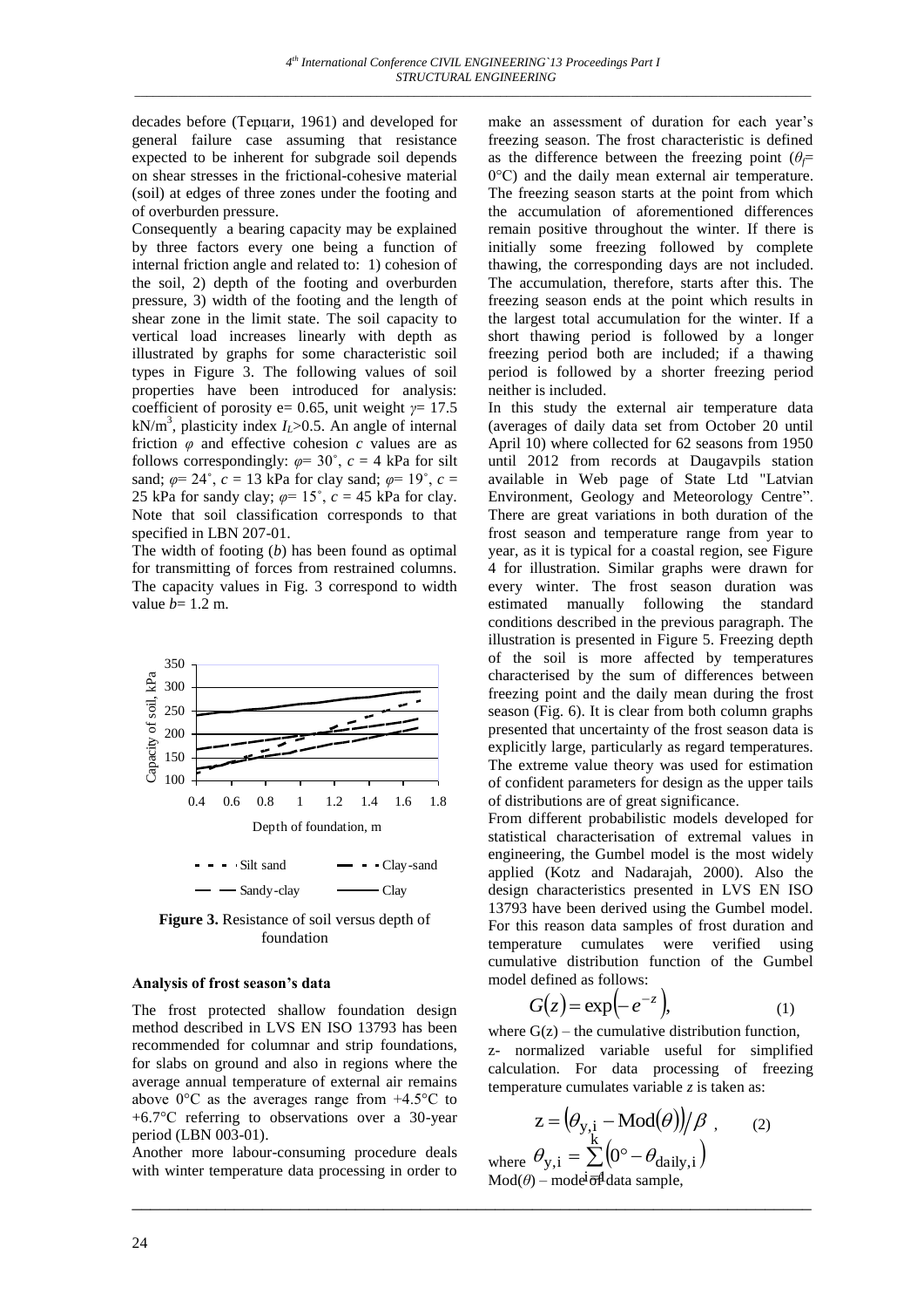decades before (Терцаги, 1961) and developed for general failure case assuming that resistance expected to be inherent for subgrade soil depends on shear stresses in the frictional-cohesive material (soil) at edges of three zones under the footing and of overburden pressure.

Consequently a bearing capacity may be explained by three factors every one being a function of internal friction angle and related to: 1) cohesion of the soil, 2) depth of the footing and overburden pressure, 3) width of the footing and the length of shear zone in the limit state. The soil capacity to vertical load increases linearly with depth as illustrated by graphs for some characteristic soil types in Figure 3. The following values of soil properties have been introduced for analysis: coefficient of porosity e= 0.65, unit weight $\gamma$= 17.5 kN/m$^3$, plasticity index $I_L$>0.5. An angle of internal friction $\varphi$ and effective cohesion $c$ values are as follows correspondingly: $\varphi$= 30˚, $c$ = 4 kPa for silt sand; $\varphi$= 24˚, $c$ = 13 kPa for clay sand; $\varphi$= 19˚, $c$ = 25 kPa for sandy clay; $\varphi$= 15˚, $c$ = 45 kPa for clay. Note that soil classification corresponds to that specified in LBN 207-01.

The width of footing ($b$) has been found as optimal for transmitting of forces from restrained columns. The capacity values in Fig. 3 correspond to width value $b$= 1.2 m.

**Figure 3.** Resistance of soil versus depth of foundation

### Analysis of frost season's data

The frost protected shallow foundation design method described in LVS EN ISO 13793 has been recommended for columnar and strip foundations, for slabs on ground and also in regions where the average annual temperature of external air remains above 0°C as the averages range from +4.5°C to +6.7°C referring to observations over a 30-year period (LBN 003-01).

Another more labour-consuming procedure deals with winter temperature data processing in order to make an assessment of duration for each year's freezing season. The frost characteristic is defined as the difference between the freezing point ($\theta_f$= 0°C) and the daily mean external air temperature. The freezing season starts at the point from which the accumulation of aforementioned differences remain positive throughout the winter. If there is initially some freezing followed by complete thawing, the corresponding days are not included. The accumulation, therefore, starts after this. The freezing season ends at the point which results in the largest total accumulation for the winter. If a short thawing period is followed by a longer freezing period both are included; if a thawing period is followed by a shorter freezing period neither is included.

In this study the external air temperature data (averages of daily data set from October 20 until April 10) where collected for 62 seasons from 1950 until 2012 from records at Daugavpils station available in Web page of State Ltd "Latvian Environment, Geology and Meteorology Centre". There are great variations in both duration of the frost season and temperature range from year to year, as it is typical for a coastal region, see Figure 4 for illustration. Similar graphs were drawn for every winter. The frost season duration was estimated manually following the standard conditions described in the previous paragraph. The illustration is presented in Figure 5. Freezing depth of the soil is more affected by temperatures characterised by the sum of differences between freezing point and the daily mean during the frost season (Fig. 6). It is clear from both column graphs presented that uncertainty of the frost season data is explicitly large, particularly as regard temperatures. The extreme value theory was used for estimation of confident parameters for design as the upper tails of distributions are of great significance.

From different probabilistic models developed for statistical characterisation of extremal values in engineering, the Gumbel model is the most widely applied (Kotz and Nadarajah, 2000). Also the design characteristics presented in LVS EN ISO 13793 have been derived using the Gumbel model. For this reason data samples of frost duration and temperature cumulates were verified using cumulative distribution function of the Gumbel model defined as follows:

$$G(z) = \exp\left(-e^{-z}\right), \qquad (1)$$

where $G(z)$ – the cumulative distribution function,

z- normalized variable useful for simplified calculation. For data processing of freezing temperature cumulates variable $z$ is taken as:

$$z = \left(\theta_{y,i} - \mathrm{Mod}(\theta)\right)/\beta\ , \qquad (2)$$

where $\theta_{y,i} = \sum_{i=1}^{k}\left(0° - \theta_{daily,i}\right)$

$\mathrm{Mod}(\theta)$ – mode of data sample,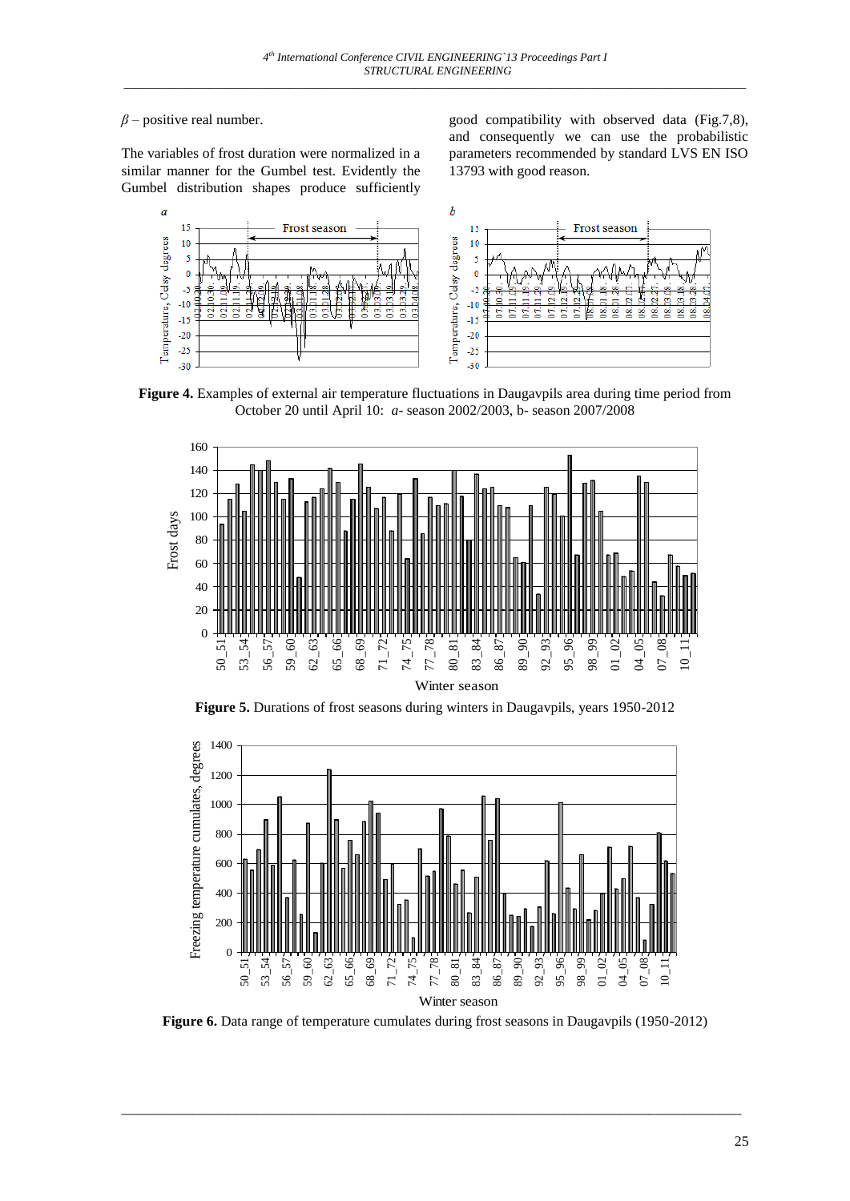$\beta$ – positive real number.

The variables of frost duration were normalized in a similar manner for the Gumbel test. Evidently the Gumbel distribution shapes produce sufficiently good compatibility with observed data (Fig.7,8), and consequently we can use the probabilistic parameters recommended by standard LVS EN ISO 13793 with good reason.

**Figure 4.** Examples of external air temperature fluctuations in Daugavpils area during time period from October 20 until April 10: *a*- season 2002/2003, b- season 2007/2008

**Figure 5.** Durations of frost seasons during winters in Daugavpils, years 1950-2012

**Figure 6.** Data range of temperature cumulates during frost seasons in Daugavpils (1950-2012)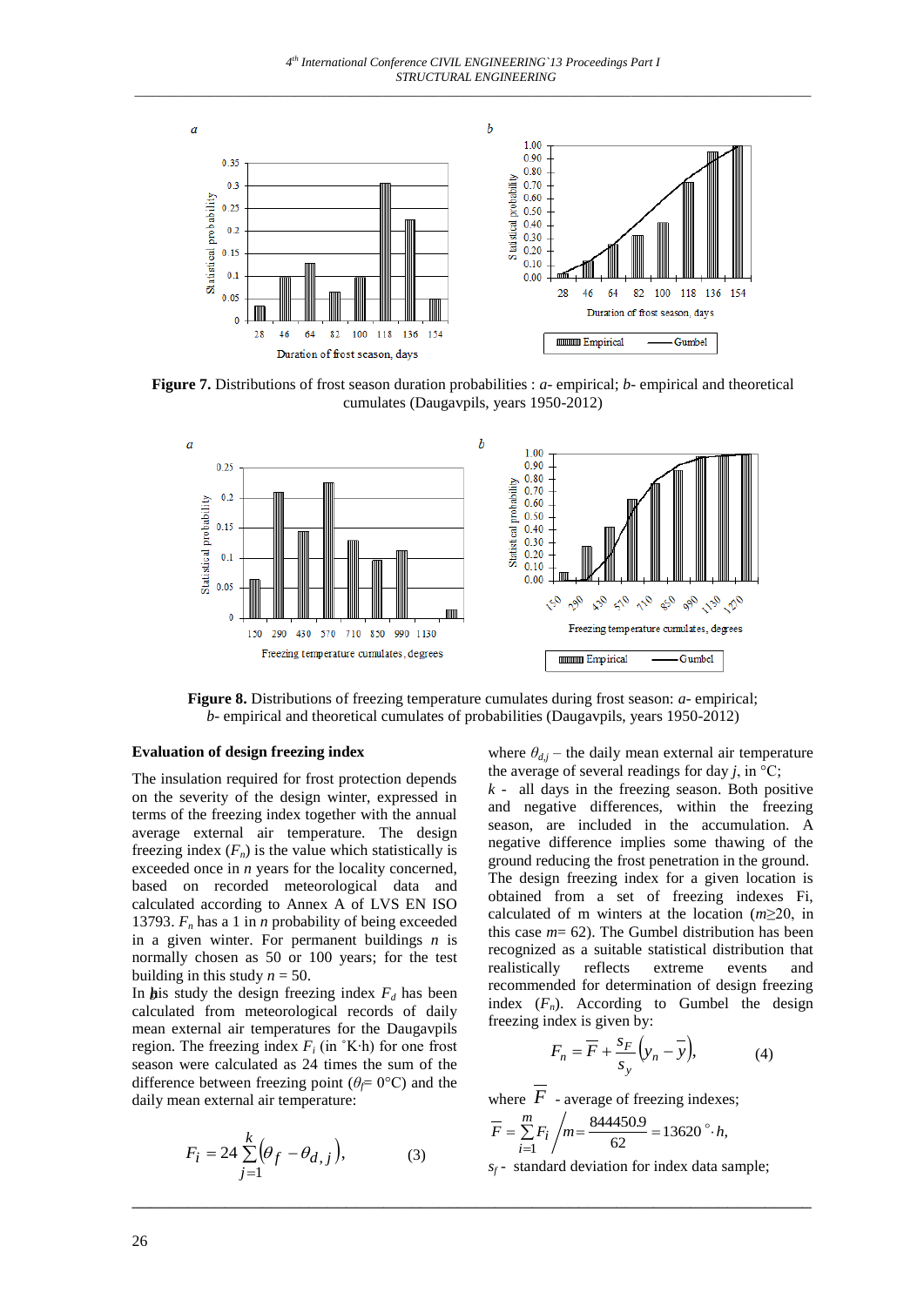**Figure 7.** Distributions of frost season duration probabilities : *a*- empirical; *b*- empirical and theoretical cumulates (Daugavpils, years 1950-2012)

**Figure 8.** Distributions of freezing temperature cumulates during frost season: *a*- empirical; *b*- empirical and theoretical cumulates of probabilities (Daugavpils, years 1950-2012)

## Evaluation of design freezing index

The insulation required for frost protection depends on the severity of the design winter, expressed in terms of the freezing index together with the annual average external air temperature. The design freezing index ($F_n$) is the value which statistically is exceeded once in $n$ years for the locality concerned, based on recorded meteorological data and calculated according to Annex A of LVS EN ISO 13793. $F_n$ has a 1 in $n$ probability of being exceeded in a given winter. For permanent buildings $n$ is normally chosen as 50 or 100 years; for the test building in this study $n = 50$.

In this study the design freezing index $F_d$ has been calculated from meteorological records of daily mean external air temperatures for the Daugavpils region. The freezing index $F_i$ (in ˚K·h) for one frost season were calculated as 24 times the sum of the difference between freezing point ($\theta_f = 0$°C) and the daily mean external air temperature:

$$F_i = 24\sum_{j=1}^{k}\left(\theta_f - \theta_{d,j}\right), \qquad (3)$$

where $\theta_{d,j}$ – the daily mean external air temperature the average of several readings for day $j$, in °C;

$k$ - all days in the freezing season. Both positive and negative differences, within the freezing season, are included in the accumulation. A negative difference implies some thawing of the ground reducing the frost penetration in the ground. The design freezing index for a given location is obtained from a set of freezing indexes Fi, calculated of m winters at the location ($m \geq 20$, in this case $m = 62$). The Gumbel distribution has been recognized as a suitable statistical distribution that realistically reflects extreme events and recommended for determination of design freezing index ($F_n$). According to Gumbel the design freezing index is given by:

$$F_n = \overline{F} + \frac{s_F}{s_y}\left(y_n - \overline{y}\right), \qquad (4)$$

where $\overline{F}$ - average of freezing indexes;

$$\overline{F} = \sum_{i=1}^{m} F_i \Big/ m = \frac{844450.9}{62} = 13620\ ^{\circ}\cdot h,$$

$s_f$ - standard deviation for index data sample;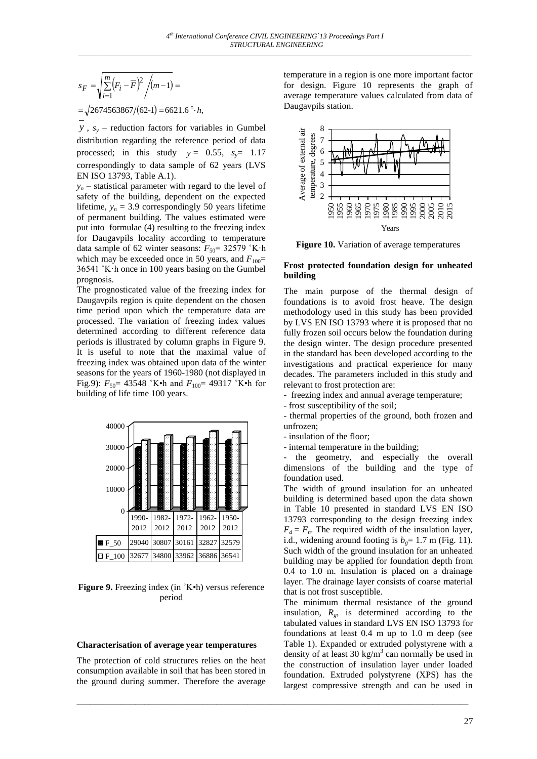$$s_F = \sqrt{\sum_{i=1}^{m}\left(F_i - \overline{F}\right)^2 \Big/ (m-1)} =$$

$$= \sqrt{2674563867/(62\text{-}1)} = 6621.6\ ^{\circ}\cdot h,$$

$\overline{y}$, $s_y$ – reduction factors for variables in Gumbel distribution regarding the reference period of data processed; in this study $\overline{y}$ = 0.55, $s_y$ = 1.17 correspondingly to data sample of 62 years (LVS EN ISO 13793, Table A.1).

$y_n$ – statistical parameter with regard to the level of safety of the building, dependent on the expected lifetime, $y_n$ = 3.9 correspondingly 50 years lifetime of permanent building. The values estimated were put into formulae (4) resulting to the freezing index for Daugavpils locality according to temperature data sample of 62 winter seasons: $F_{50}$= 32579 ˚K·h which may be exceeded once in 50 years, and $F_{100}$= 36541 ˚K·h once in 100 years basing on the Gumbel prognosis.

The prognosticated value of the freezing index for Daugavpils region is quite dependent on the chosen time period upon which the temperature data are processed. The variation of freezing index values determined according to different reference data periods is illustrated by column graphs in Figure 9. It is useful to note that the maximal value of freezing index was obtained upon data of the winter seasons for the years of 1960-1980 (not displayed in Fig.9): $F_{50}$= 43548 ˚K•h and $F_{100}$= 49317 ˚K•h for building of life time 100 years.

| | 1990-2012 | 1982-2012 | 1972-2012 | 1962-2012 | 1950-2012 |
|---|---|---|---|---|---|
| F_50 | 29040 | 30807 | 30161 | 32827 | 32579 |
| F_100 | 32677 | 34800 | 33962 | 36886 | 36541 |

**Figure 9.** Freezing index (in ˚K•h) versus reference period

#### Characterisation of average year temperatures

The protection of cold structures relies on the heat consumption available in soil that has been stored in the ground during summer. Therefore the average temperature in a region is one more important factor for design. Figure 10 represents the graph of average temperature values calculated from data of Daugavpils station.

**Figure 10.** Variation of average temperatures

#### Frost protected foundation design for unheated building

The main purpose of the thermal design of foundations is to avoid frost heave. The design methodology used in this study has been provided by LVS EN ISO 13793 where it is proposed that no fully frozen soil occurs below the foundation during the design winter. The design procedure presented in the standard has been developed according to the investigations and practical experience for many decades. The parameters included in this study and relevant to frost protection are:

- freezing index and annual average temperature;
- frost susceptibility of the soil;
- thermal properties of the ground, both frozen and unfrozen;
- insulation of the floor;
- internal temperature in the building;
- the geometry, and especially the overall dimensions of the building and the type of foundation used.

The width of ground insulation for an unheated building is determined based upon the data shown in Table 10 presented in standard LVS EN ISO 13793 corresponding to the design freezing index $F_d = F_n$. The required width of the insulation layer, i.d., widening around footing is $b_g$= 1.7 m (Fig. 11). Such width of the ground insulation for an unheated building may be applied for foundation depth from 0.4 to 1.0 m. Insulation is placed on a drainage layer. The drainage layer consists of coarse material that is not frost susceptible.

The minimum thermal resistance of the ground insulation, $R_g$, is determined according to the tabulated values in standard LVS EN ISO 13793 for foundations at least 0.4 m up to 1.0 m deep (see Table 1). Expanded or extruded polystyrene with a density of at least 30 kg/m$^3$ can normally be used in the construction of insulation layer under loaded foundation. Extruded polystyrene (XPS) has the largest compressive strength and can be used in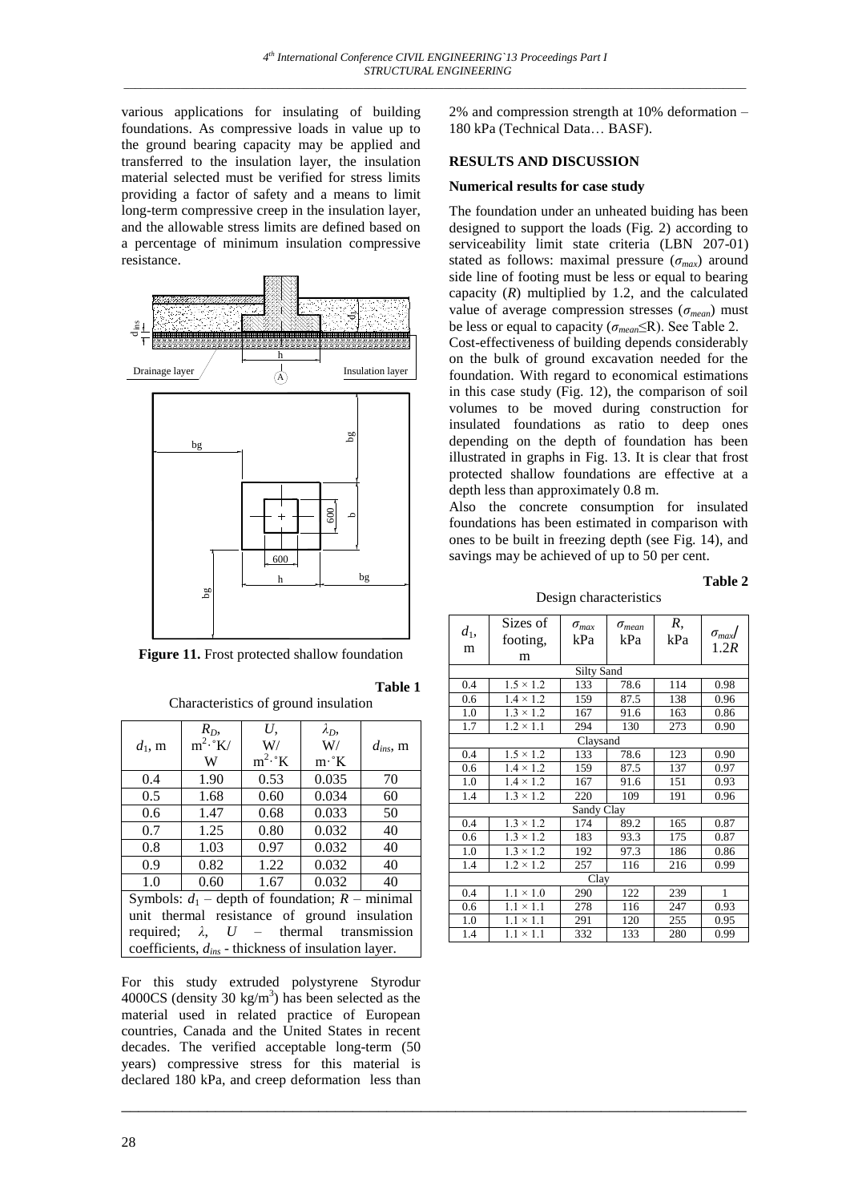various applications for insulating of building foundations. As compressive loads in value up to the ground bearing capacity may be applied and transferred to the insulation layer, the insulation material selected must be verified for stress limits providing a factor of safety and a means to limit long-term compressive creep in the insulation layer, and the allowable stress limits are defined based on a percentage of minimum insulation compressive resistance.

**Figure 11.** Frost protected shallow foundation

**Table 1**

Characteristics of ground insulation

| $d_1$, m | $R_D$, $m^2 \cdot {}^\circ K$/W | $U$, W/$m^2 \cdot {}^\circ K$ | $\lambda_D$, W/$m \cdot {}^\circ K$ | $d_{ins}$, m |
|---|---|---|---|---|
| 0.4 | 1.90 | 0.53 | 0.035 | 70 |
| 0.5 | 1.68 | 0.60 | 0.034 | 60 |
| 0.6 | 1.47 | 0.68 | 0.033 | 50 |
| 0.7 | 1.25 | 0.80 | 0.032 | 40 |
| 0.8 | 1.03 | 0.97 | 0.032 | 40 |
| 0.9 | 0.82 | 1.22 | 0.032 | 40 |
| 1.0 | 0.60 | 1.67 | 0.032 | 40 |

Symbols: $d_1$ – depth of foundation; $R$ – minimal unit thermal resistance of ground insulation required; $\lambda$, $U$ – thermal transmission coefficients, $d_{ins}$ - thickness of insulation layer.

For this study extruded polystyrene Styrodur 4000CS (density 30 kg/$m^3$) has been selected as the material used in related practice of European countries, Canada and the United States in recent decades. The verified acceptable long-term (50 years) compressive stress for this material is declared 180 kPa, and creep deformation less than 2% and compression strength at 10% deformation – 180 kPa (Technical Data… BASF).

## RESULTS AND DISCUSSION

### Numerical results for case study

The foundation under an unheated buiding has been designed to support the loads (Fig. 2) according to serviceability limit state criteria (LBN 207-01) stated as follows: maximal pressure ($\sigma_{max}$) around side line of footing must be less or equal to bearing capacity ($R$) multiplied by 1.2, and the calculated value of average compression stresses ($\sigma_{mean}$) must be less or equal to capacity ($\sigma_{mean} \leq R$). See Table 2.

Cost-effectiveness of building depends considerably on the bulk of ground excavation needed for the foundation. With regard to economical estimations in this case study (Fig. 12), the comparison of soil volumes to be moved during construction for insulated foundations as ratio to deep ones depending on the depth of foundation has been illustrated in graphs in Fig. 13. It is clear that frost protected shallow foundations are effective at a depth less than approximately 0.8 m.

Also the concrete consumption for insulated foundations has been estimated in comparison with ones to be built in freezing depth (see Fig. 14), and savings may be achieved of up to 50 per cent.

**Table 2**

Design characteristics

| $d_1$, m | Sizes of footing, m | $\sigma_{max}$ kPa | $\sigma_{mean}$ kPa | $R$, kPa | $\sigma_{max}$/ $1.2R$ |
|---|---|---|---|---|---|
| Silty Sand | | | | | |
| 0.4 | 1.5 × 1.2 | 133 | 78.6 | 114 | 0.98 |
| 0.6 | 1.4 × 1.2 | 159 | 87.5 | 138 | 0.96 |
| 1.0 | 1.3 × 1.2 | 167 | 91.6 | 163 | 0.86 |
| 1.7 | 1.2 × 1.1 | 294 | 130 | 273 | 0.90 |
| Claysand | | | | | |
| 0.4 | 1.5 × 1.2 | 133 | 78.6 | 123 | 0.90 |
| 0.6 | 1.4 × 1.2 | 159 | 87.5 | 137 | 0.97 |
| 1.0 | 1.4 × 1.2 | 167 | 91.6 | 151 | 0.93 |
| 1.4 | 1.3 × 1.2 | 220 | 109 | 191 | 0.96 |
| Sandy Clay | | | | | |
| 0.4 | 1.3 × 1.2 | 174 | 89.2 | 165 | 0.87 |
| 0.6 | 1.3 × 1.2 | 183 | 93.3 | 175 | 0.87 |
| 1.0 | 1.3 × 1.2 | 192 | 97.3 | 186 | 0.86 |
| 1.4 | 1.2 × 1.2 | 257 | 116 | 216 | 0.99 |
| Clay | | | | | |
| 0.4 | 1.1 × 1.0 | 290 | 122 | 239 | 1 |
| 0.6 | 1.1 × 1.1 | 278 | 116 | 247 | 0.93 |
| 1.0 | 1.1 × 1.1 | 291 | 120 | 255 | 0.95 |
| 1.4 | 1.1 × 1.1 | 332 | 133 | 280 | 0.99 |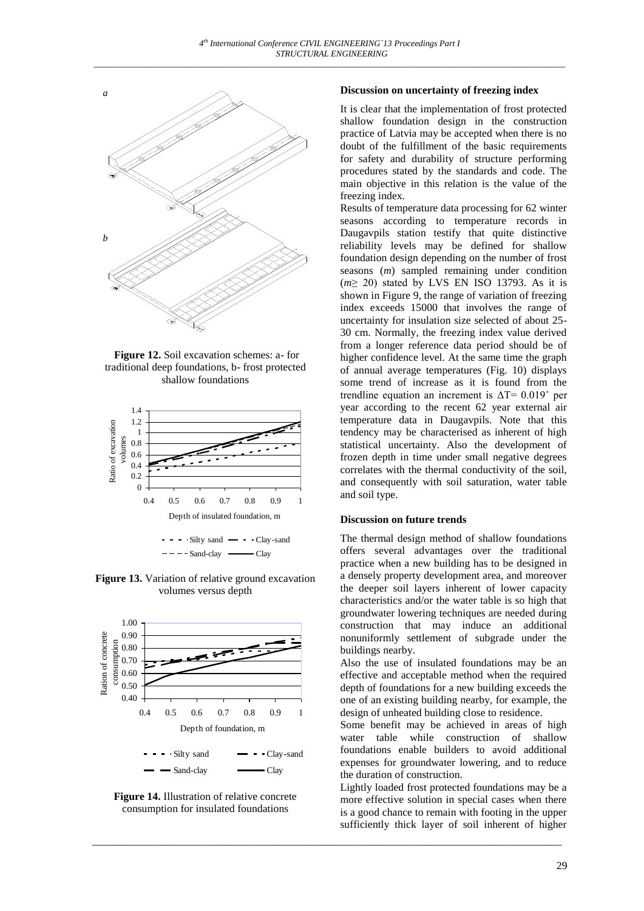**Figure 12.** Soil excavation schemes: a- for traditional deep foundations, b- frost protected shallow foundations

**Figure 13.** Variation of relative ground excavation volumes versus depth

**Figure 14.** Illustration of relative concrete consumption for insulated foundations

**Discussion on uncertainty of freezing index**

It is clear that the implementation of frost protected shallow foundation design in the construction practice of Latvia may be accepted when there is no doubt of the fulfillment of the basic requirements for safety and durability of structure performing procedures stated by the standards and code. The main objective in this relation is the value of the freezing index.

Results of temperature data processing for 62 winter seasons according to temperature records in Daugavpils station testify that quite distinctive reliability levels may be defined for shallow foundation design depending on the number of frost seasons ($m$) sampled remaining under condition ($m \geq 20$) stated by LVS EN ISO 13793. As it is shown in Figure 9, the range of variation of freezing index exceeds 15000 that involves the range of uncertainty for insulation size selected of about 25-30 cm. Normally, the freezing index value derived from a longer reference data period should be of higher confidence level. At the same time the graph of annual average temperatures (Fig. 10) displays some trend of increase as it is found from the trendline equation an increment is $\Delta T = 0.019^{\circ}$ per year according to the recent 62 year external air temperature data in Daugavpils. Note that this tendency may be characterised as inherent of high statistical uncertainty. Also the development of frozen depth in time under small negative degrees correlates with the thermal conductivity of the soil, and consequently with soil saturation, water table and soil type.

**Discussion on future trends**

The thermal design method of shallow foundations offers several advantages over the traditional practice when a new building has to be designed in a densely property development area, and moreover the deeper soil layers inherent of lower capacity characteristics and/or the water table is so high that groundwater lowering techniques are needed during construction that may induce an additional nonuniformly settlement of subgrade under the buildings nearby.

Also the use of insulated foundations may be an effective and acceptable method when the required depth of foundations for a new building exceeds the one of an existing building nearby, for example, the design of unheated building close to residence.

Some benefit may be achieved in areas of high water table while construction of shallow foundations enable builders to avoid additional expenses for groundwater lowering, and to reduce the duration of construction.

Lightly loaded frost protected foundations may be a more effective solution in special cases when there is a good chance to remain with footing in the upper sufficiently thick layer of soil inherent of higher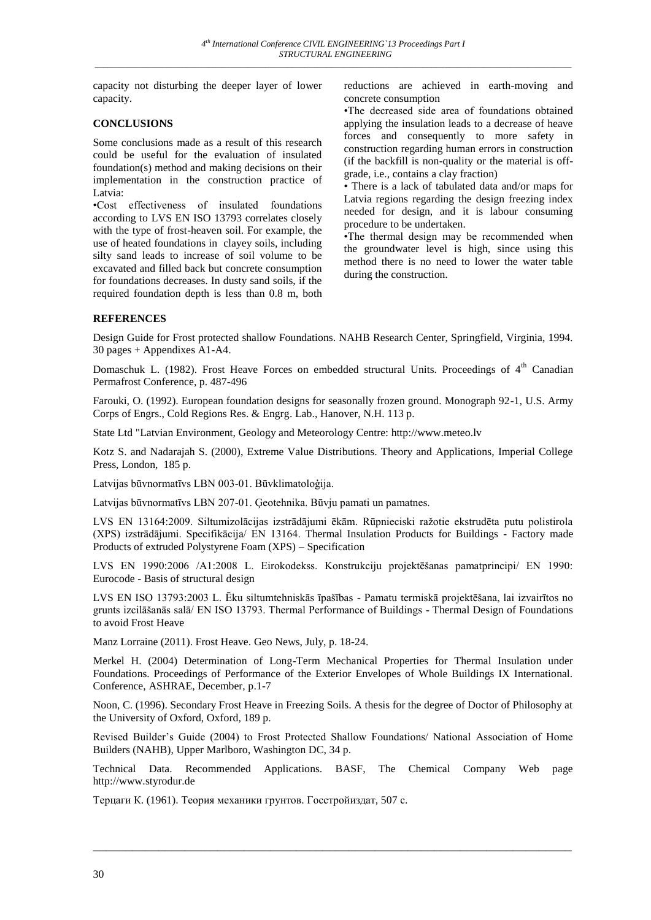capacity not disturbing the deeper layer of lower capacity.

## CONCLUSIONS

Some conclusions made as a result of this research could be useful for the evaluation of insulated foundation(s) method and making decisions on their implementation in the construction practice of Latvia:

•Cost effectiveness of insulated foundations according to LVS EN ISO 13793 correlates closely with the type of frost-heaven soil. For example, the use of heated foundations in clayey soils, including silty sand leads to increase of soil volume to be excavated and filled back but concrete consumption for foundations decreases. In dusty sand soils, if the required foundation depth is less than 0.8 m, both reductions are achieved in earth-moving and concrete consumption

•The decreased side area of foundations obtained applying the insulation leads to a decrease of heave forces and consequently to more safety in construction regarding human errors in construction (if the backfill is non-quality or the material is off-grade, i.e., contains a clay fraction)

• There is a lack of tabulated data and/or maps for Latvia regions regarding the design freezing index needed for design, and it is labour consuming procedure to be undertaken.

•The thermal design may be recommended when the groundwater level is high, since using this method there is no need to lower the water table during the construction.

## REFERENCES

Design Guide for Frost protected shallow Foundations. NAHB Research Center, Springfield, Virginia, 1994. 30 pages + Appendixes A1-A4.

Domaschuk L. (1982). Frost Heave Forces on embedded structural Units. Proceedings of 4th Canadian Permafrost Conference, p. 487-496

Farouki, O. (1992). European foundation designs for seasonally frozen ground. Monograph 92-1, U.S. Army Corps of Engrs., Cold Regions Res. & Engrg. Lab., Hanover, N.H. 113 p.

State Ltd "Latvian Environment, Geology and Meteorology Centre: http://www.meteo.lv

Kotz S. and Nadarajah S. (2000), Extreme Value Distributions. Theory and Applications, Imperial College Press, London, 185 p.

Latvijas būvnormatīvs LBN 003-01. Būvklimatoloģija.

Latvijas būvnormatīvs LBN 207-01. Ģeotehnika. Būvju pamati un pamatnes.

LVS EN 13164:2009. Siltumizolācijas izstrādājumi ēkām. Rūpnieciski ražotie ekstrudēta putu polistirola (XPS) izstrādājumi. Specifikācija/ EN 13164. Thermal Insulation Products for Buildings - Factory made Products of extruded Polystyrene Foam (XPS) – Specification

LVS EN 1990:2006 /A1:2008 L. Eirokodekss. Konstrukciju projektēšanas pamatprincipi/ EN 1990: Eurocode - Basis of structural design

LVS EN ISO 13793:2003 L. Ēku siltumtehniskās īpašības - Pamatu termiskā projektēšana, lai izvairītos no grunts izcilāšanās salā/ EN ISO 13793. Thermal Performance of Buildings - Thermal Design of Foundations to avoid Frost Heave

Manz Lorraine (2011). Frost Heave. Geo News, July, p. 18-24.

Merkel H. (2004) Determination of Long-Term Mechanical Properties for Thermal Insulation under Foundations. Proceedings of Performance of the Exterior Envelopes of Whole Buildings IX International. Conference, ASHRAE, December, p.1-7

Noon, C. (1996). Secondary Frost Heave in Freezing Soils. A thesis for the degree of Doctor of Philosophy at the University of Oxford, Oxford, 189 p.

Revised Builder's Guide (2004) to Frost Protected Shallow Foundations/ National Association of Home Builders (NAHB), Upper Marlboro, Washington DC, 34 p.

Technical Data. Recommended Applications. BASF, The Chemical Company Web page http://www.styrodur.de

Терцаги К. (1961). Теория механики грунтов. Госстройиздат, 507 с.